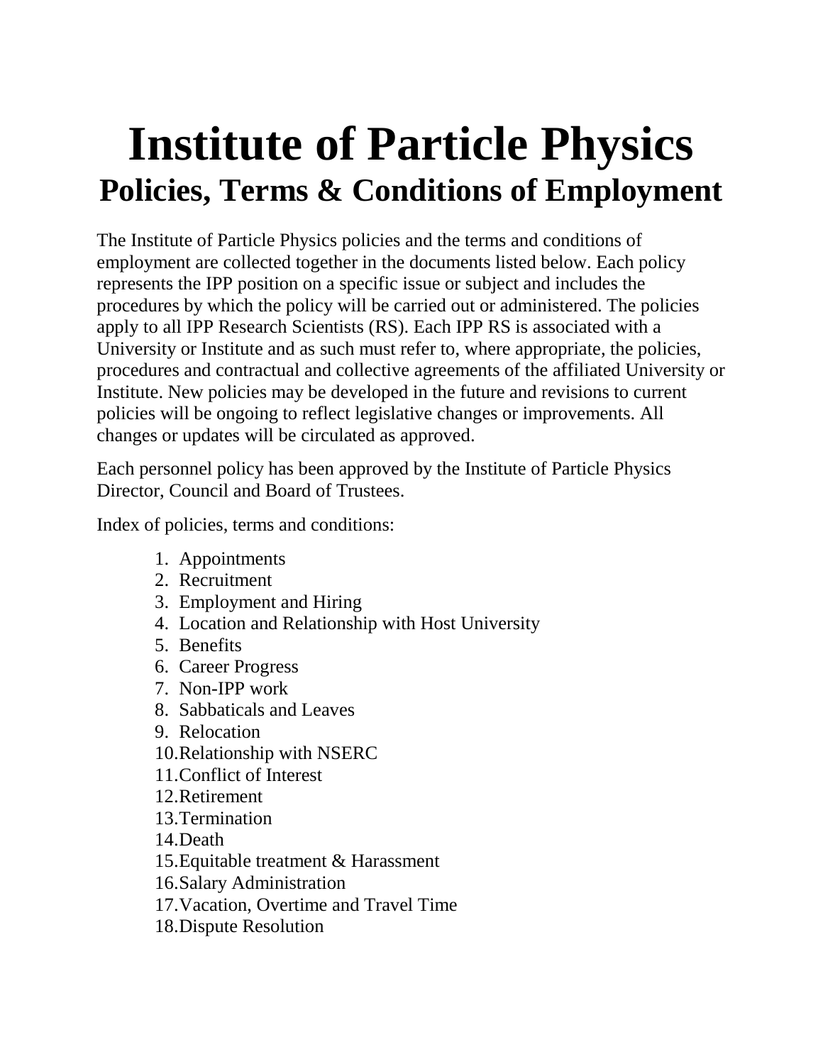# Institute of Particle Physics

## Policies, Terms & Conditions of Employment

The Institute of Particle Physics policies and the terms and conditions of employment are collected together in the documents listed below. Each policy represents the IPP position on a specific issue or subject and includes the procedures by which the policy will be carried out or administered. The policies apply to all IPP Research Scientists (RS). Each IPP RS is associated with a University or Institute and as such must refer to, where appropriate, the policies, procedures and contractual and collective agreements of the affiliated University or Institute. New policies may be developed in the future and revisions to current policies will be ongoing to reflect legislative changes or improvements. All changes or updates will be circulated as approved.

Each personnel policy has been approved by the Institute of Particle Physics Director, Council and Board of Trustees.

Index of policies, terms and conditions:

1. Appointments
2. Recruitment
3. Employment and Hiring
4. Location and Relationship with Host University
5. Benefits
6. Career Progress
7. Non-IPP work
8. Sabbaticals and Leaves
9. Relocation
10. Relationship with NSERC
11. Conflict of Interest
12. Retirement
13. Termination
14. Death
15. Equitable treatment & Harassment
16. Salary Administration
17. Vacation, Overtime and Travel Time
18. Dispute Resolution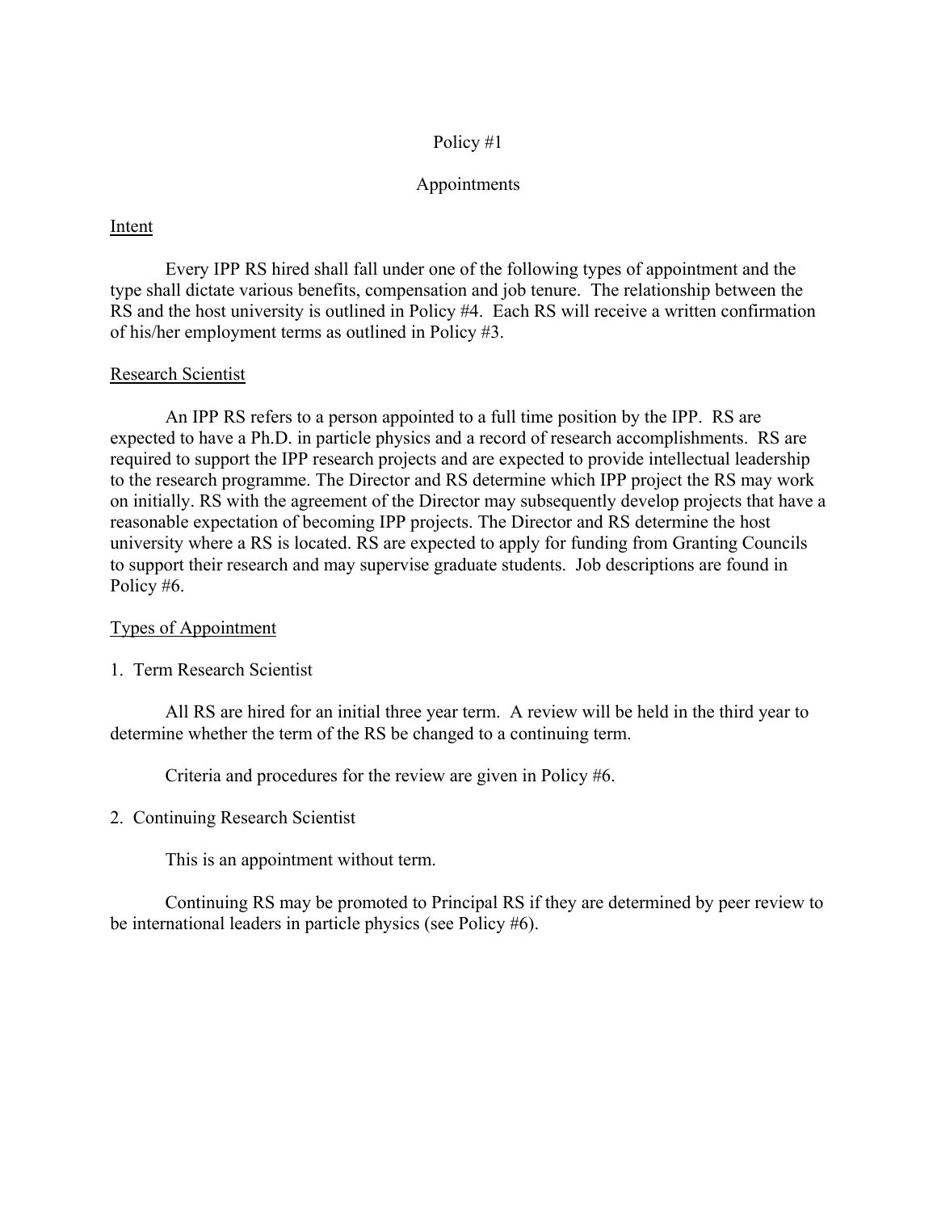# Policy #1

## Appointments

### Intent

Every IPP RS hired shall fall under one of the following types of appointment and the type shall dictate various benefits, compensation and job tenure. The relationship between the RS and the host university is outlined in Policy #4. Each RS will receive a written confirmation of his/her employment terms as outlined in Policy #3.

### Research Scientist

An IPP RS refers to a person appointed to a full time position by the IPP. RS are expected to have a Ph.D. in particle physics and a record of research accomplishments. RS are required to support the IPP research projects and are expected to provide intellectual leadership to the research programme. The Director and RS determine which IPP project the RS may work on initially. RS with the agreement of the Director may subsequently develop projects that have a reasonable expectation of becoming IPP projects. The Director and RS determine the host university where a RS is located. RS are expected to apply for funding from Granting Councils to support their research and may supervise graduate students. Job descriptions are found in Policy #6.

### Types of Appointment

1. Term Research Scientist

All RS are hired for an initial three year term. A review will be held in the third year to determine whether the term of the RS be changed to a continuing term.

Criteria and procedures for the review are given in Policy #6.

2. Continuing Research Scientist

This is an appointment without term.

Continuing RS may be promoted to Principal RS if they are determined by peer review to be international leaders in particle physics (see Policy #6).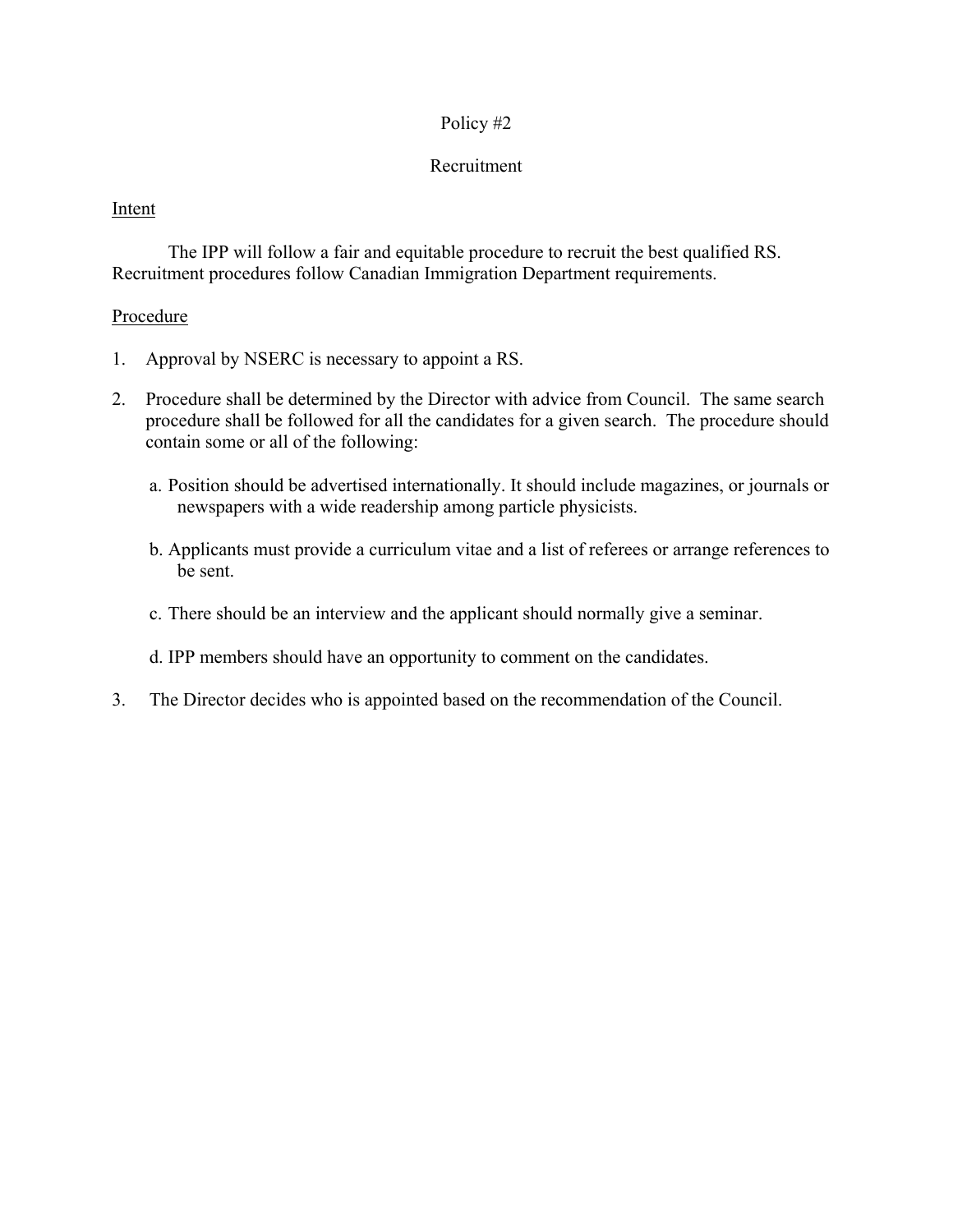# Policy #2

## Recruitment

Intent

The IPP will follow a fair and equitable procedure to recruit the best qualified RS. Recruitment procedures follow Canadian Immigration Department requirements.

Procedure

1. Approval by NSERC is necessary to appoint a RS.

2. Procedure shall be determined by the Director with advice from Council. The same search procedure shall be followed for all the candidates for a given search. The procedure should contain some or all of the following:

   a. Position should be advertised internationally. It should include magazines, or journals or newspapers with a wide readership among particle physicists.

   b. Applicants must provide a curriculum vitae and a list of referees or arrange references to be sent.

   c. There should be an interview and the applicant should normally give a seminar.

   d. IPP members should have an opportunity to comment on the candidates.

3. The Director decides who is appointed based on the recommendation of the Council.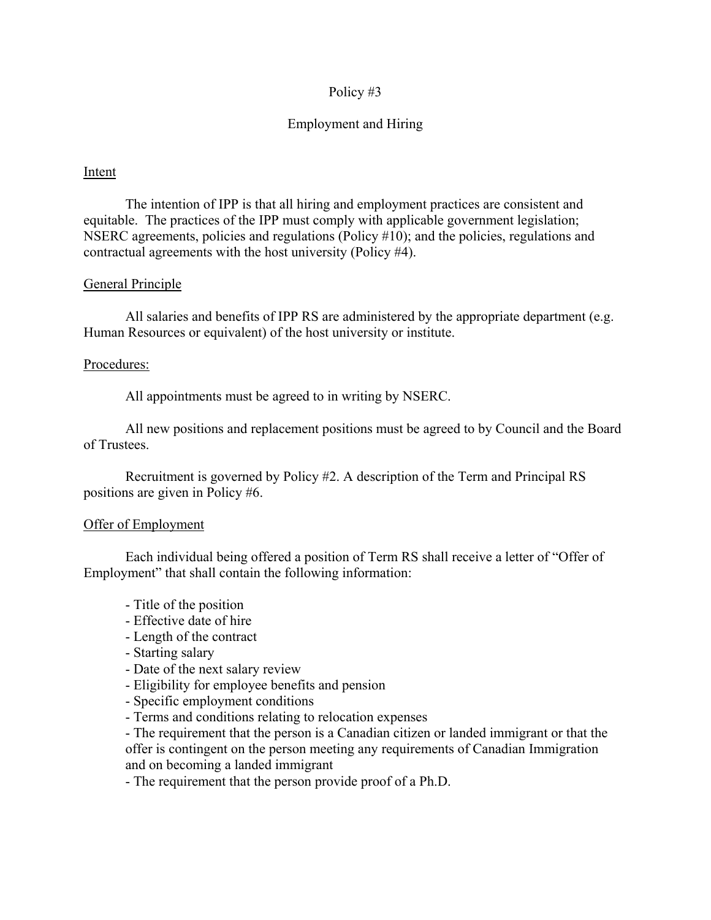# Policy #3

## Employment and Hiring

### Intent

The intention of IPP is that all hiring and employment practices are consistent and equitable. The practices of the IPP must comply with applicable government legislation; NSERC agreements, policies and regulations (Policy #10); and the policies, regulations and contractual agreements with the host university (Policy #4).

### General Principle

All salaries and benefits of IPP RS are administered by the appropriate department (e.g. Human Resources or equivalent) of the host university or institute.

### Procedures:

All appointments must be agreed to in writing by NSERC.

All new positions and replacement positions must be agreed to by Council and the Board of Trustees.

Recruitment is governed by Policy #2. A description of the Term and Principal RS positions are given in Policy #6.

### Offer of Employment

Each individual being offered a position of Term RS shall receive a letter of "Offer of Employment" that shall contain the following information:

- Title of the position
- Effective date of hire
- Length of the contract
- Starting salary
- Date of the next salary review
- Eligibility for employee benefits and pension
- Specific employment conditions
- Terms and conditions relating to relocation expenses
- The requirement that the person is a Canadian citizen or landed immigrant or that the offer is contingent on the person meeting any requirements of Canadian Immigration and on becoming a landed immigrant
- The requirement that the person provide proof of a Ph.D.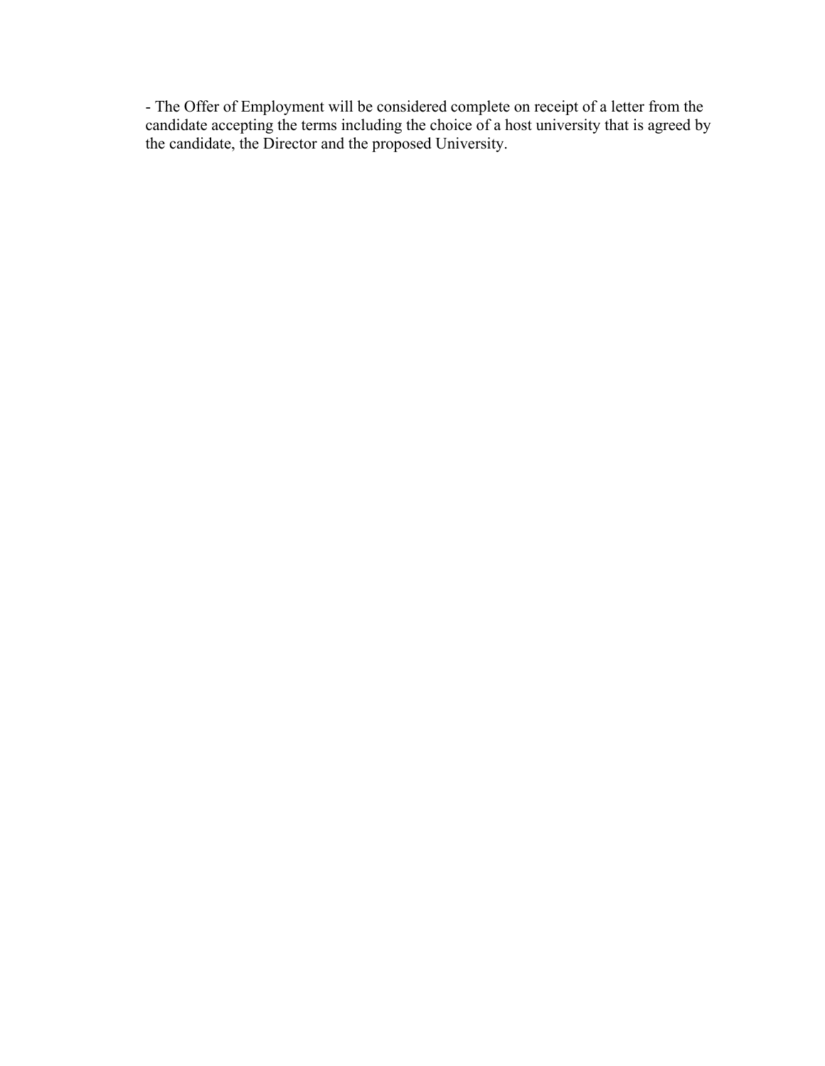- The Offer of Employment will be considered complete on receipt of a letter from the candidate accepting the terms including the choice of a host university that is agreed by the candidate, the Director and the proposed University.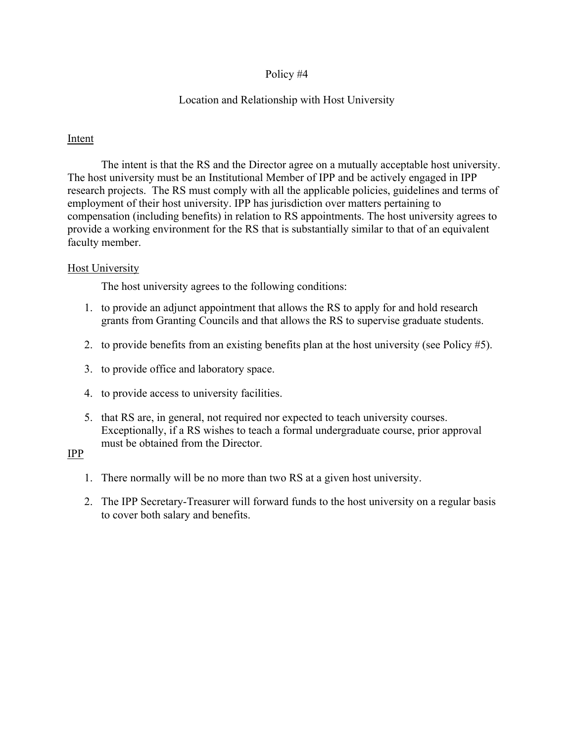# Policy #4

## Location and Relationship with Host University

### Intent

The intent is that the RS and the Director agree on a mutually acceptable host university. The host university must be an Institutional Member of IPP and be actively engaged in IPP research projects. The RS must comply with all the applicable policies, guidelines and terms of employment of their host university. IPP has jurisdiction over matters pertaining to compensation (including benefits) in relation to RS appointments. The host university agrees to provide a working environment for the RS that is substantially similar to that of an equivalent faculty member.

### Host University

The host university agrees to the following conditions:

1. to provide an adjunct appointment that allows the RS to apply for and hold research grants from Granting Councils and that allows the RS to supervise graduate students.
2. to provide benefits from an existing benefits plan at the host university (see Policy #5).
3. to provide office and laboratory space.
4. to provide access to university facilities.
5. that RS are, in general, not required nor expected to teach university courses. Exceptionally, if a RS wishes to teach a formal undergraduate course, prior approval must be obtained from the Director.

### IPP

1. There normally will be no more than two RS at a given host university.
2. The IPP Secretary-Treasurer will forward funds to the host university on a regular basis to cover both salary and benefits.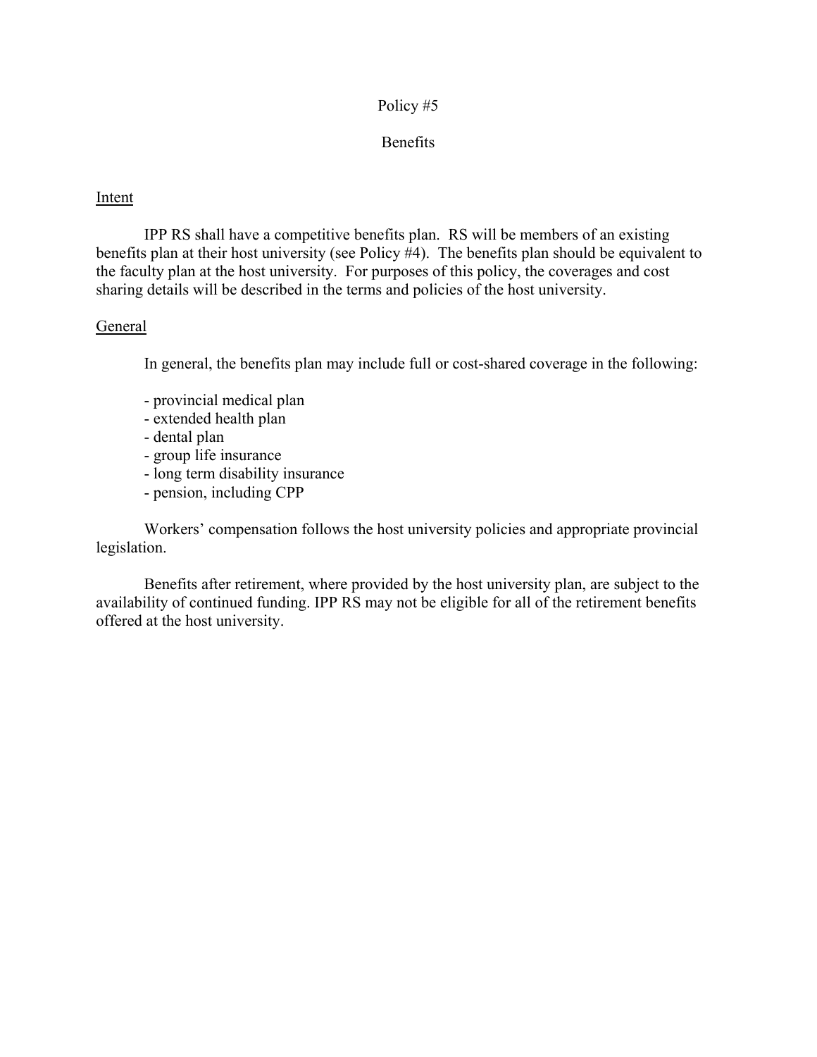# Policy #5

## Benefits

### Intent

IPP RS shall have a competitive benefits plan. RS will be members of an existing benefits plan at their host university (see Policy #4). The benefits plan should be equivalent to the faculty plan at the host university. For purposes of this policy, the coverages and cost sharing details will be described in the terms and policies of the host university.

### General

In general, the benefits plan may include full or cost-shared coverage in the following:

- provincial medical plan
- extended health plan
- dental plan
- group life insurance
- long term disability insurance
- pension, including CPP

Workers' compensation follows the host university policies and appropriate provincial legislation.

Benefits after retirement, where provided by the host university plan, are subject to the availability of continued funding. IPP RS may not be eligible for all of the retirement benefits offered at the host university.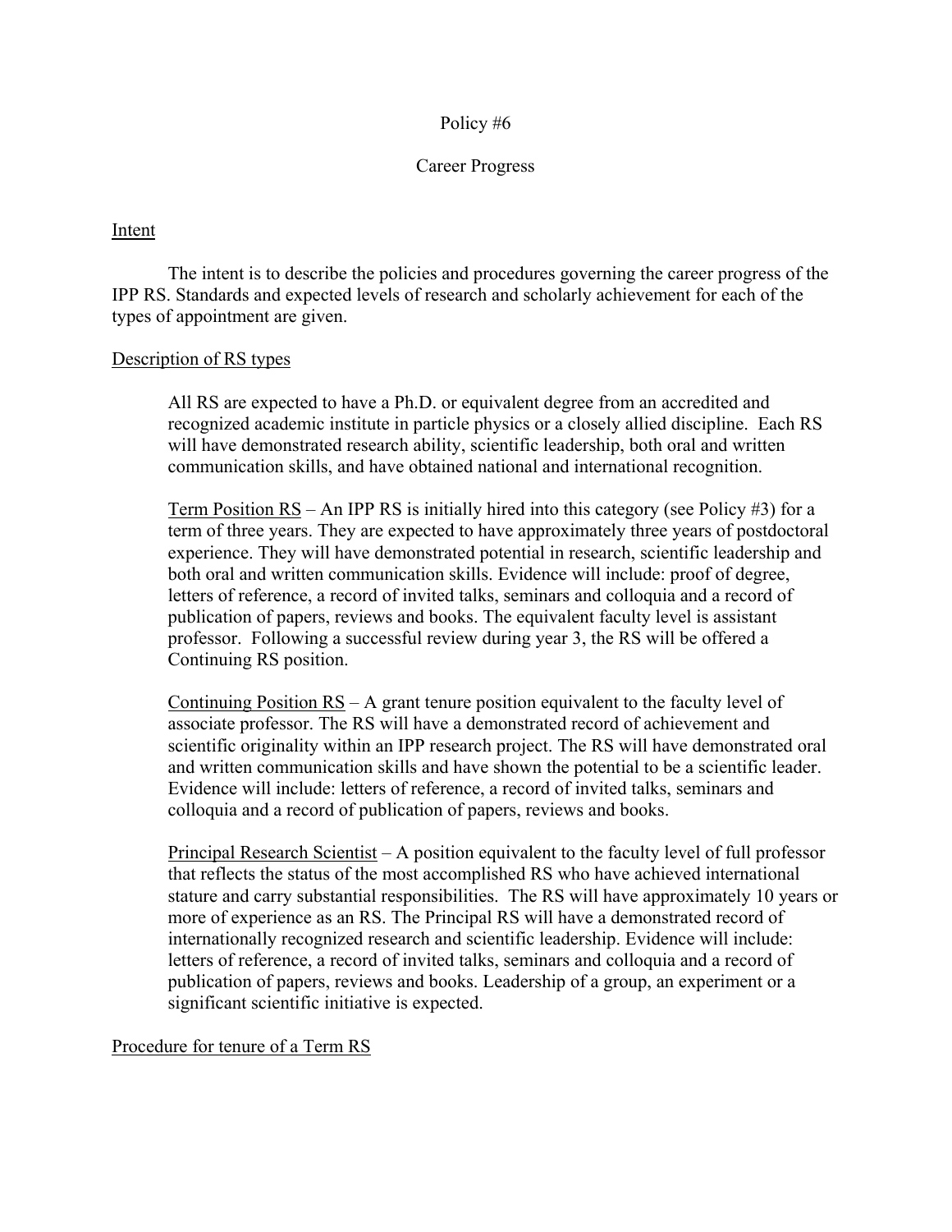Policy #6

Career Progress

Intent

The intent is to describe the policies and procedures governing the career progress of the IPP RS. Standards and expected levels of research and scholarly achievement for each of the types of appointment are given.

Description of RS types

All RS are expected to have a Ph.D. or equivalent degree from an accredited and recognized academic institute in particle physics or a closely allied discipline. Each RS will have demonstrated research ability, scientific leadership, both oral and written communication skills, and have obtained national and international recognition.

Term Position RS – An IPP RS is initially hired into this category (see Policy #3) for a term of three years. They are expected to have approximately three years of postdoctoral experience. They will have demonstrated potential in research, scientific leadership and both oral and written communication skills. Evidence will include: proof of degree, letters of reference, a record of invited talks, seminars and colloquia and a record of publication of papers, reviews and books. The equivalent faculty level is assistant professor. Following a successful review during year 3, the RS will be offered a Continuing RS position.

Continuing Position RS – A grant tenure position equivalent to the faculty level of associate professor. The RS will have a demonstrated record of achievement and scientific originality within an IPP research project. The RS will have demonstrated oral and written communication skills and have shown the potential to be a scientific leader. Evidence will include: letters of reference, a record of invited talks, seminars and colloquia and a record of publication of papers, reviews and books.

Principal Research Scientist – A position equivalent to the faculty level of full professor that reflects the status of the most accomplished RS who have achieved international stature and carry substantial responsibilities. The RS will have approximately 10 years or more of experience as an RS. The Principal RS will have a demonstrated record of internationally recognized research and scientific leadership. Evidence will include: letters of reference, a record of invited talks, seminars and colloquia and a record of publication of papers, reviews and books. Leadership of a group, an experiment or a significant scientific initiative is expected.

Procedure for tenure of a Term RS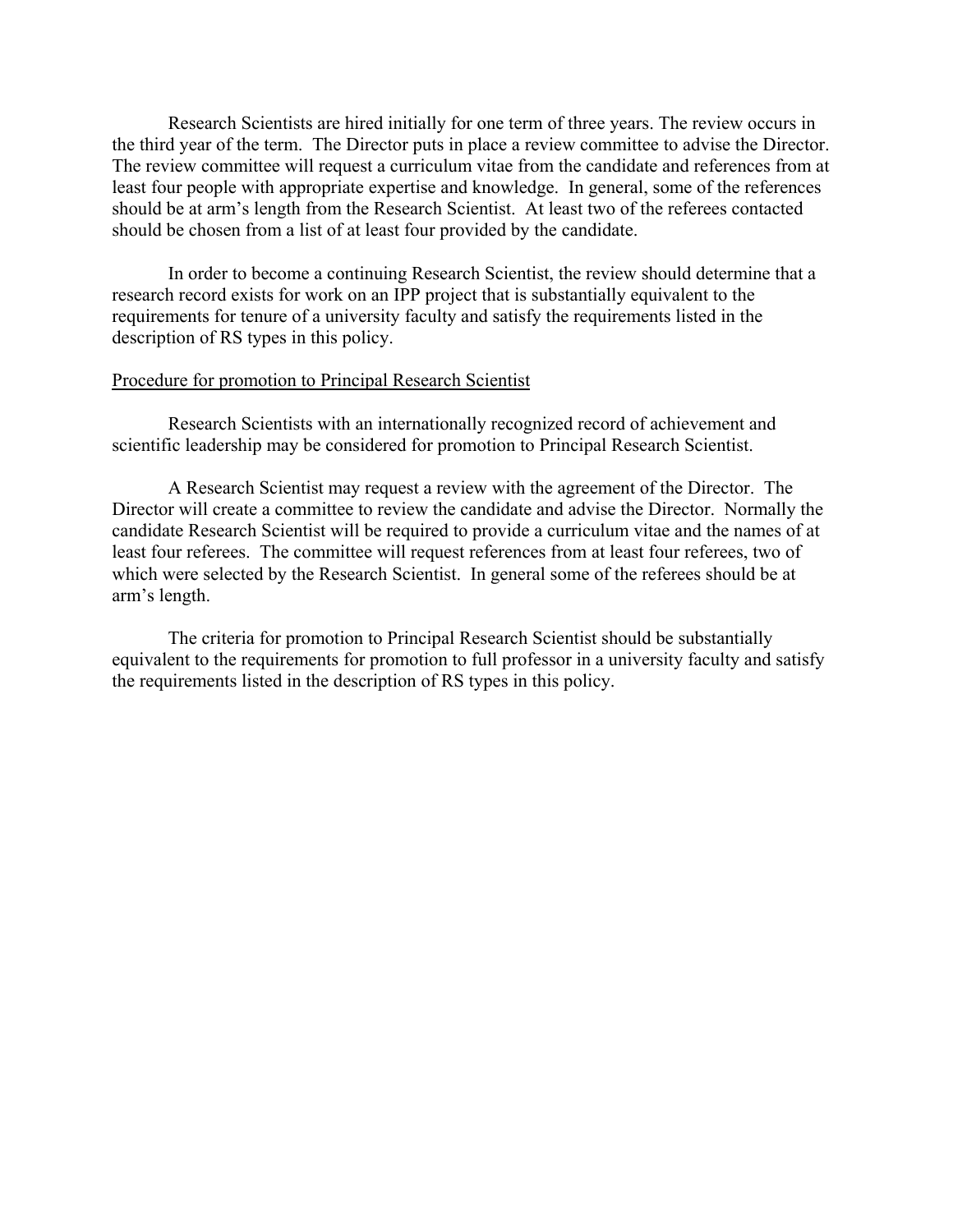Research Scientists are hired initially for one term of three years. The review occurs in the third year of the term. The Director puts in place a review committee to advise the Director. The review committee will request a curriculum vitae from the candidate and references from at least four people with appropriate expertise and knowledge. In general, some of the references should be at arm's length from the Research Scientist. At least two of the referees contacted should be chosen from a list of at least four provided by the candidate.

In order to become a continuing Research Scientist, the review should determine that a research record exists for work on an IPP project that is substantially equivalent to the requirements for tenure of a university faculty and satisfy the requirements listed in the description of RS types in this policy.

<u>Procedure for promotion to Principal Research Scientist</u>

Research Scientists with an internationally recognized record of achievement and scientific leadership may be considered for promotion to Principal Research Scientist.

A Research Scientist may request a review with the agreement of the Director. The Director will create a committee to review the candidate and advise the Director. Normally the candidate Research Scientist will be required to provide a curriculum vitae and the names of at least four referees. The committee will request references from at least four referees, two of which were selected by the Research Scientist. In general some of the referees should be at arm's length.

The criteria for promotion to Principal Research Scientist should be substantially equivalent to the requirements for promotion to full professor in a university faculty and satisfy the requirements listed in the description of RS types in this policy.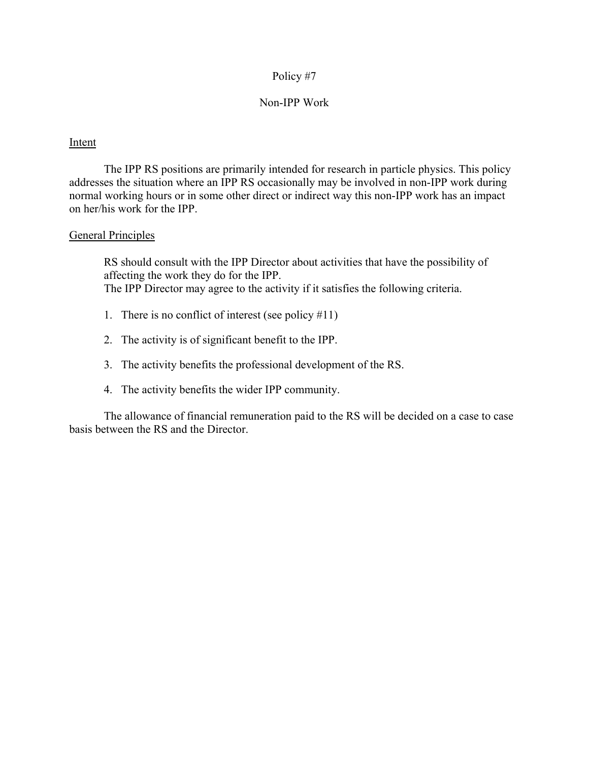# Policy #7

## Non-IPP Work

### Intent

The IPP RS positions are primarily intended for research in particle physics. This policy addresses the situation where an IPP RS occasionally may be involved in non-IPP work during normal working hours or in some other direct or indirect way this non-IPP work has an impact on her/his work for the IPP.

### General Principles

RS should consult with the IPP Director about activities that have the possibility of affecting the work they do for the IPP.
The IPP Director may agree to the activity if it satisfies the following criteria.

1. There is no conflict of interest (see policy #11)
2. The activity is of significant benefit to the IPP.
3. The activity benefits the professional development of the RS.
4. The activity benefits the wider IPP community.

The allowance of financial remuneration paid to the RS will be decided on a case to case basis between the RS and the Director.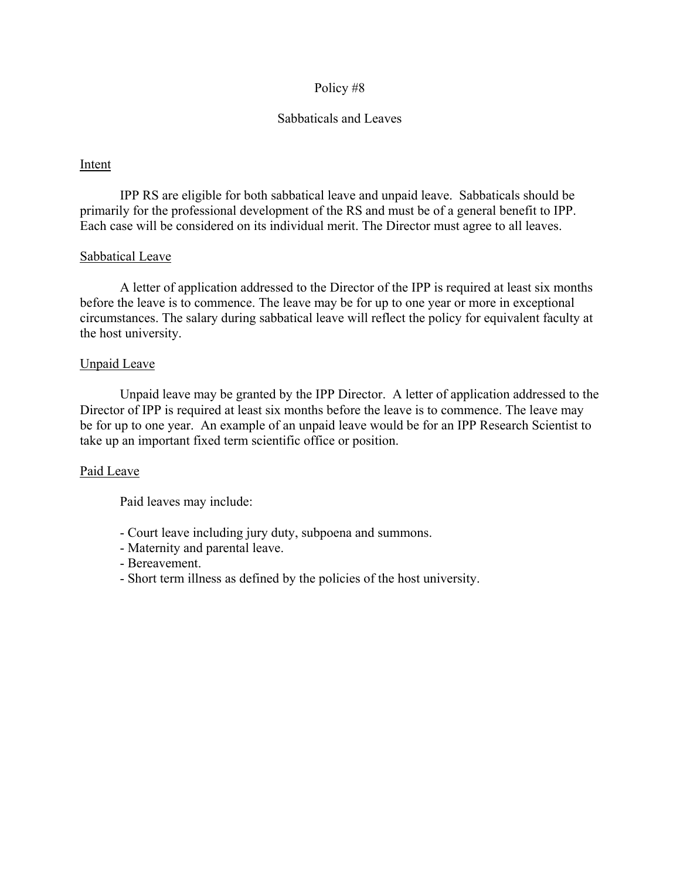# Policy #8

## Sabbaticals and Leaves

### Intent

IPP RS are eligible for both sabbatical leave and unpaid leave. Sabbaticals should be primarily for the professional development of the RS and must be of a general benefit to IPP. Each case will be considered on its individual merit. The Director must agree to all leaves.

### Sabbatical Leave

A letter of application addressed to the Director of the IPP is required at least six months before the leave is to commence. The leave may be for up to one year or more in exceptional circumstances. The salary during sabbatical leave will reflect the policy for equivalent faculty at the host university.

### Unpaid Leave

Unpaid leave may be granted by the IPP Director. A letter of application addressed to the Director of IPP is required at least six months before the leave is to commence. The leave may be for up to one year. An example of an unpaid leave would be for an IPP Research Scientist to take up an important fixed term scientific office or position.

### Paid Leave

Paid leaves may include:

- Court leave including jury duty, subpoena and summons.
- Maternity and parental leave.
- Bereavement.
- Short term illness as defined by the policies of the host university.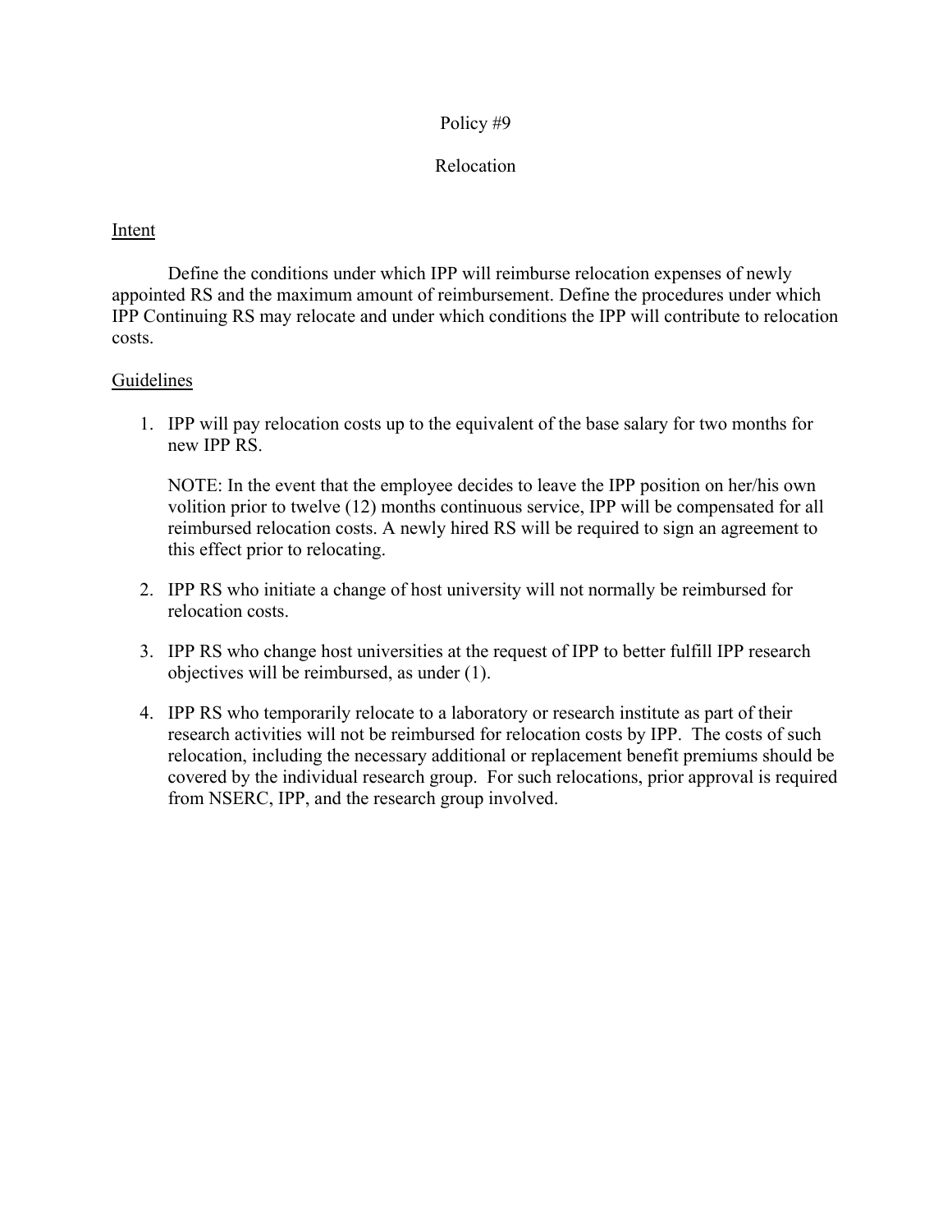# Policy #9

## Relocation

Intent

Define the conditions under which IPP will reimburse relocation expenses of newly appointed RS and the maximum amount of reimbursement. Define the procedures under which IPP Continuing RS may relocate and under which conditions the IPP will contribute to relocation costs.

Guidelines

1. IPP will pay relocation costs up to the equivalent of the base salary for two months for new IPP RS.

   NOTE: In the event that the employee decides to leave the IPP position on her/his own volition prior to twelve (12) months continuous service, IPP will be compensated for all reimbursed relocation costs. A newly hired RS will be required to sign an agreement to this effect prior to relocating.

2. IPP RS who initiate a change of host university will not normally be reimbursed for relocation costs.

3. IPP RS who change host universities at the request of IPP to better fulfill IPP research objectives will be reimbursed, as under (1).

4. IPP RS who temporarily relocate to a laboratory or research institute as part of their research activities will not be reimbursed for relocation costs by IPP. The costs of such relocation, including the necessary additional or replacement benefit premiums should be covered by the individual research group. For such relocations, prior approval is required from NSERC, IPP, and the research group involved.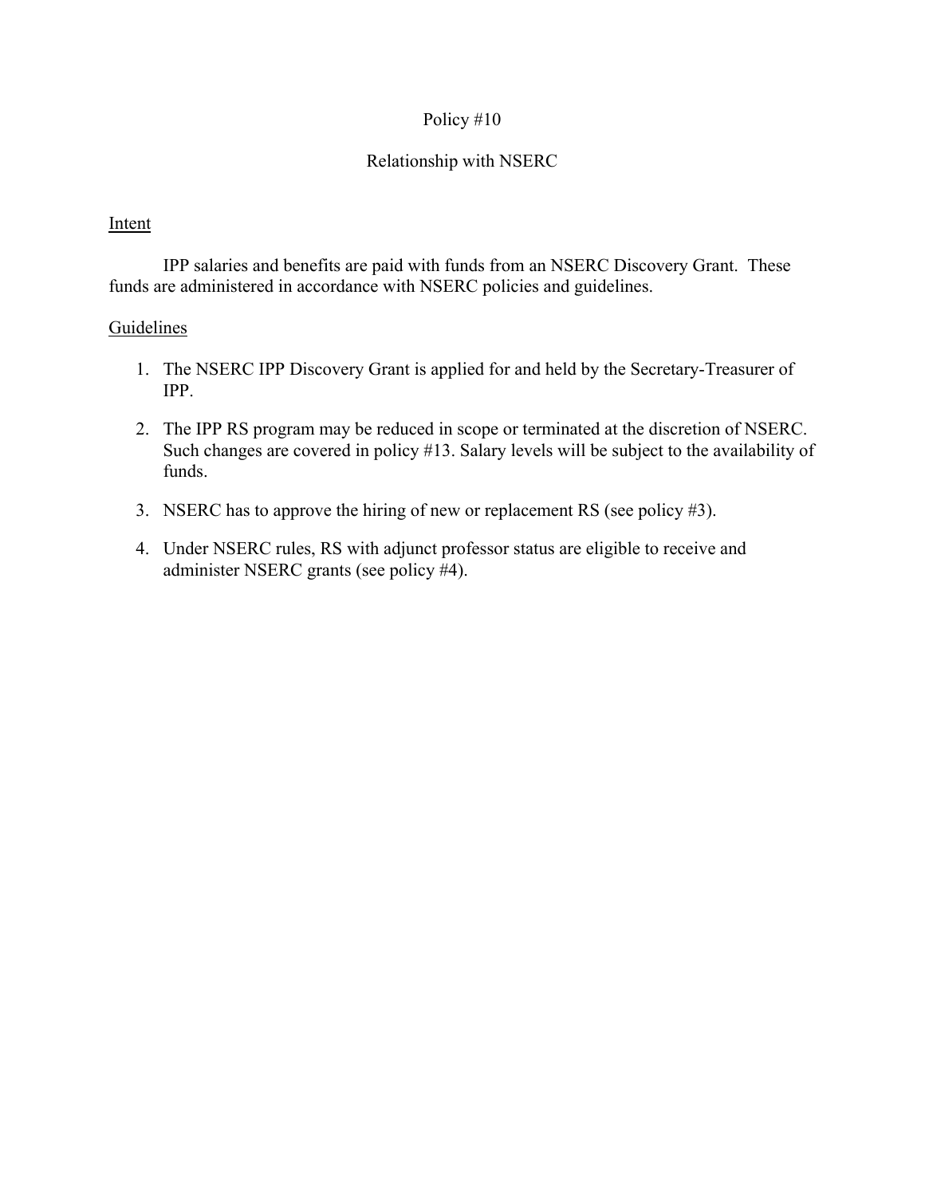# Policy #10

## Relationship with NSERC

Intent

IPP salaries and benefits are paid with funds from an NSERC Discovery Grant. These funds are administered in accordance with NSERC policies and guidelines.

Guidelines

1. The NSERC IPP Discovery Grant is applied for and held by the Secretary-Treasurer of IPP.
2. The IPP RS program may be reduced in scope or terminated at the discretion of NSERC. Such changes are covered in policy #13. Salary levels will be subject to the availability of funds.
3. NSERC has to approve the hiring of new or replacement RS (see policy #3).
4. Under NSERC rules, RS with adjunct professor status are eligible to receive and administer NSERC grants (see policy #4).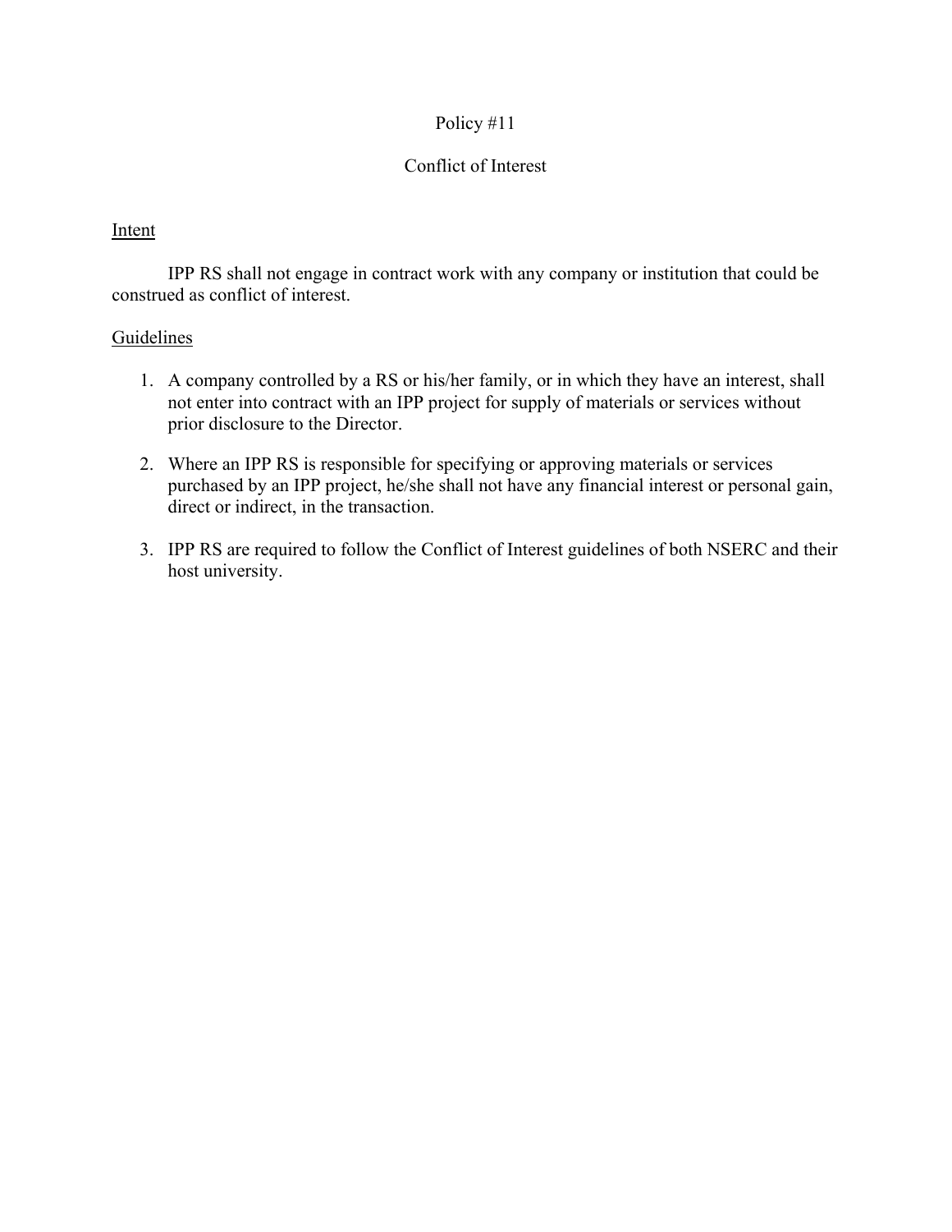# Policy #11

## Conflict of Interest

### Intent

IPP RS shall not engage in contract work with any company or institution that could be construed as conflict of interest.

### Guidelines

1. A company controlled by a RS or his/her family, or in which they have an interest, shall not enter into contract with an IPP project for supply of materials or services without prior disclosure to the Director.
2. Where an IPP RS is responsible for specifying or approving materials or services purchased by an IPP project, he/she shall not have any financial interest or personal gain, direct or indirect, in the transaction.
3. IPP RS are required to follow the Conflict of Interest guidelines of both NSERC and their host university.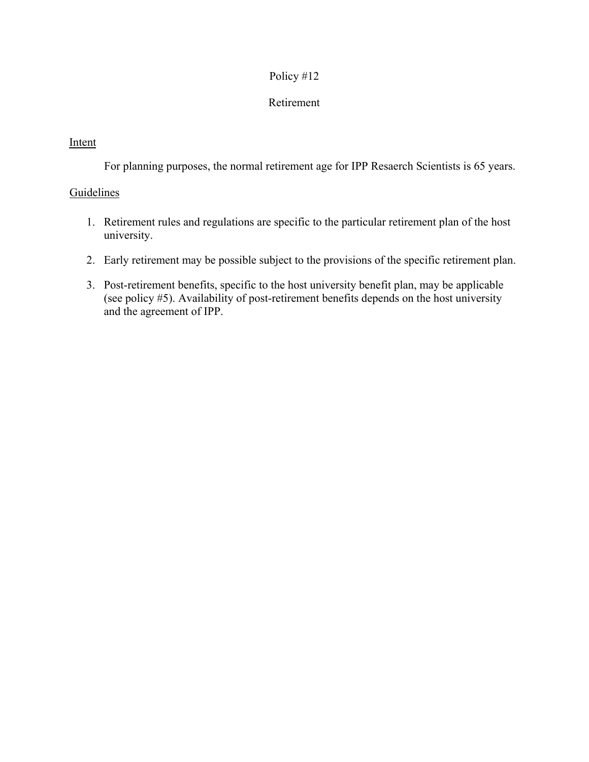# Policy #12

## Retirement

Intent

For planning purposes, the normal retirement age for IPP Resaerch Scientists is 65 years.

Guidelines

1. Retirement rules and regulations are specific to the particular retirement plan of the host university.
2. Early retirement may be possible subject to the provisions of the specific retirement plan.
3. Post-retirement benefits, specific to the host university benefit plan, may be applicable (see policy #5). Availability of post-retirement benefits depends on the host university and the agreement of IPP.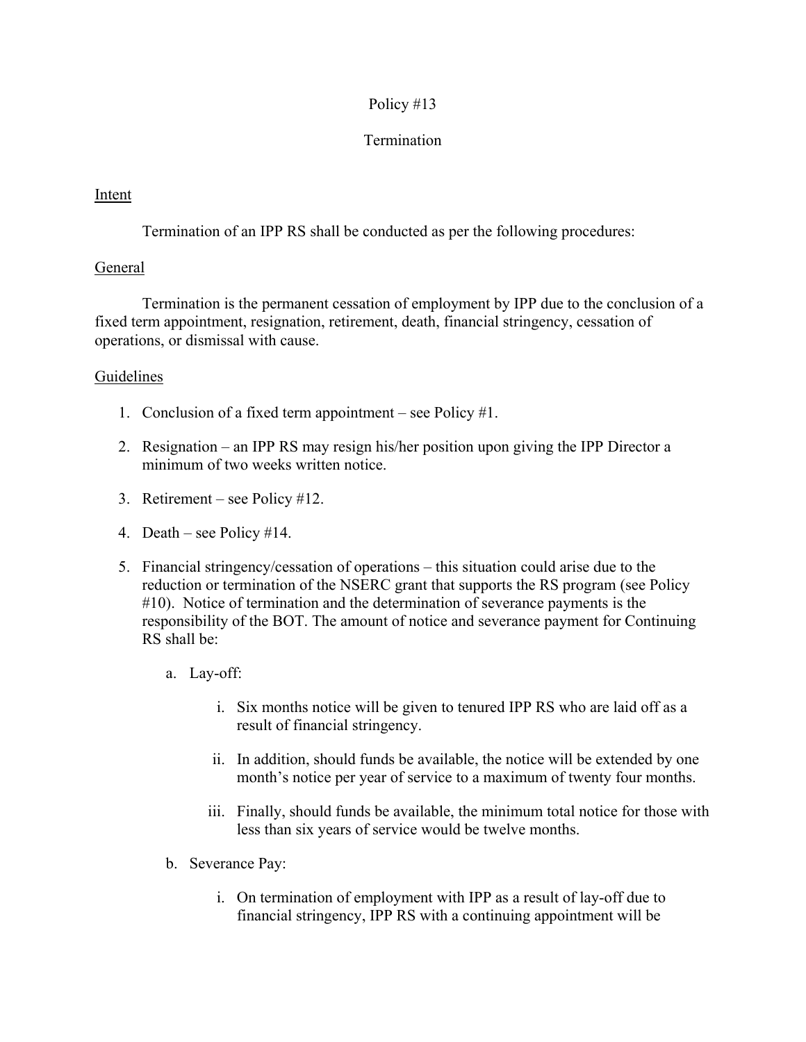# Policy #13

## Termination

### Intent

Termination of an IPP RS shall be conducted as per the following procedures:

### General

Termination is the permanent cessation of employment by IPP due to the conclusion of a fixed term appointment, resignation, retirement, death, financial stringency, cessation of operations, or dismissal with cause.

### Guidelines

1. Conclusion of a fixed term appointment – see Policy #1.
2. Resignation – an IPP RS may resign his/her position upon giving the IPP Director a minimum of two weeks written notice.
3. Retirement – see Policy #12.
4. Death – see Policy #14.
5. Financial stringency/cessation of operations – this situation could arise due to the reduction or termination of the NSERC grant that supports the RS program (see Policy #10). Notice of termination and the determination of severance payments is the responsibility of the BOT. The amount of notice and severance payment for Continuing RS shall be:
   a. Lay-off:
      i. Six months notice will be given to tenured IPP RS who are laid off as a result of financial stringency.
      ii. In addition, should funds be available, the notice will be extended by one month's notice per year of service to a maximum of twenty four months.
      iii. Finally, should funds be available, the minimum total notice for those with less than six years of service would be twelve months.
   b. Severance Pay:
      i. On termination of employment with IPP as a result of lay-off due to financial stringency, IPP RS with a continuing appointment will be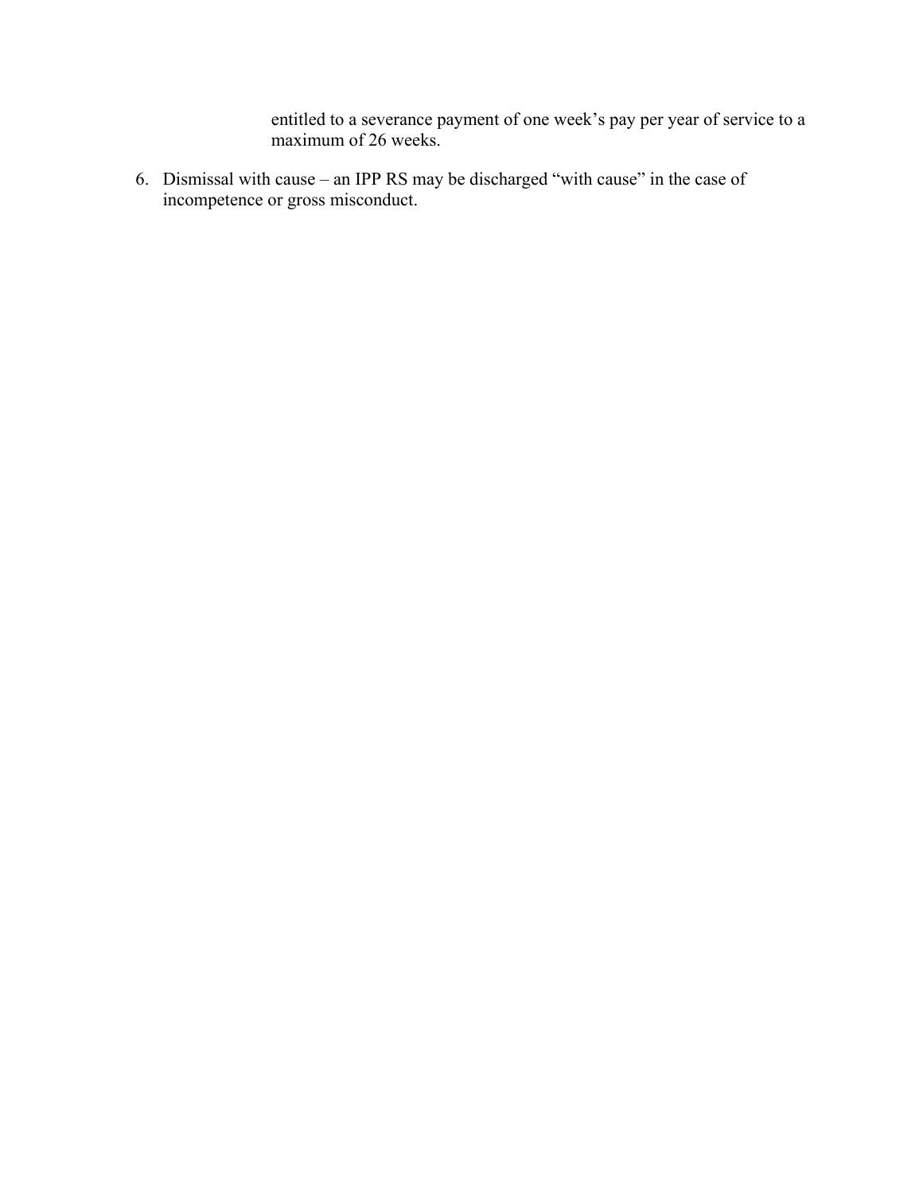entitled to a severance payment of one week's pay per year of service to a maximum of 26 weeks.

6. Dismissal with cause – an IPP RS may be discharged "with cause" in the case of incompetence or gross misconduct.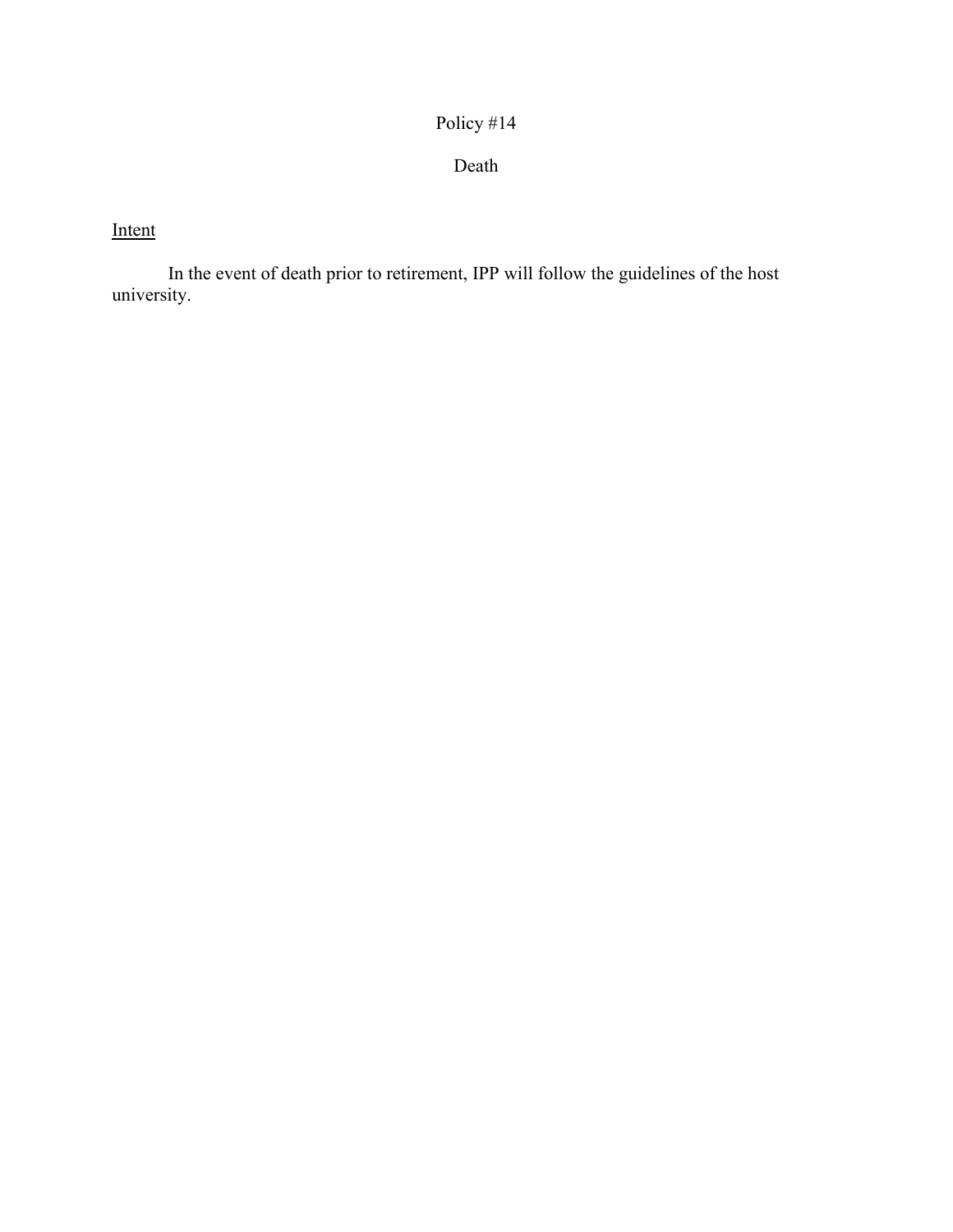# Policy #14

## Death

Intent

In the event of death prior to retirement, IPP will follow the guidelines of the host university.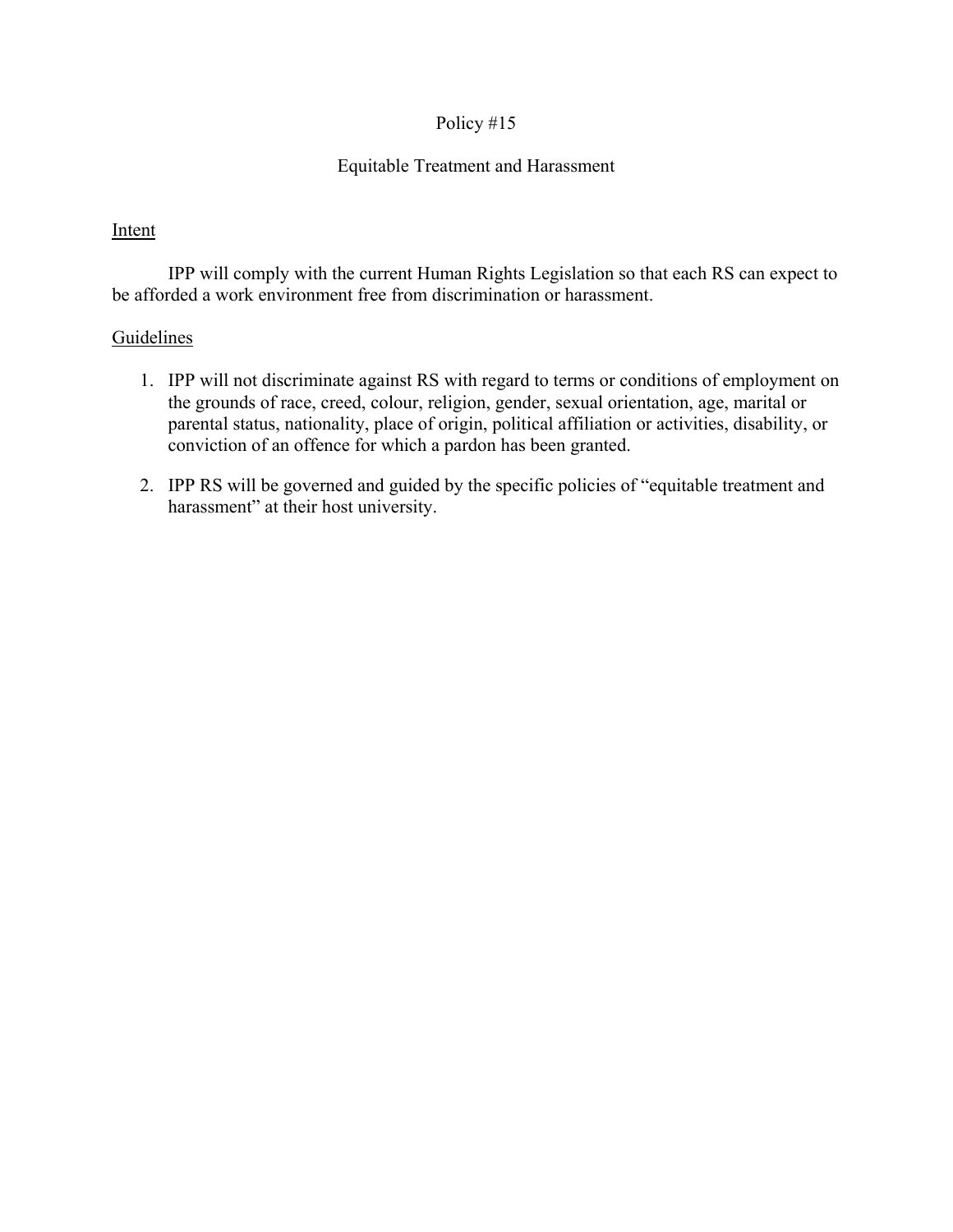# Policy #15

## Equitable Treatment and Harassment

### Intent

IPP will comply with the current Human Rights Legislation so that each RS can expect to be afforded a work environment free from discrimination or harassment.

### Guidelines

1. IPP will not discriminate against RS with regard to terms or conditions of employment on the grounds of race, creed, colour, religion, gender, sexual orientation, age, marital or parental status, nationality, place of origin, political affiliation or activities, disability, or conviction of an offence for which a pardon has been granted.
2. IPP RS will be governed and guided by the specific policies of "equitable treatment and harassment" at their host university.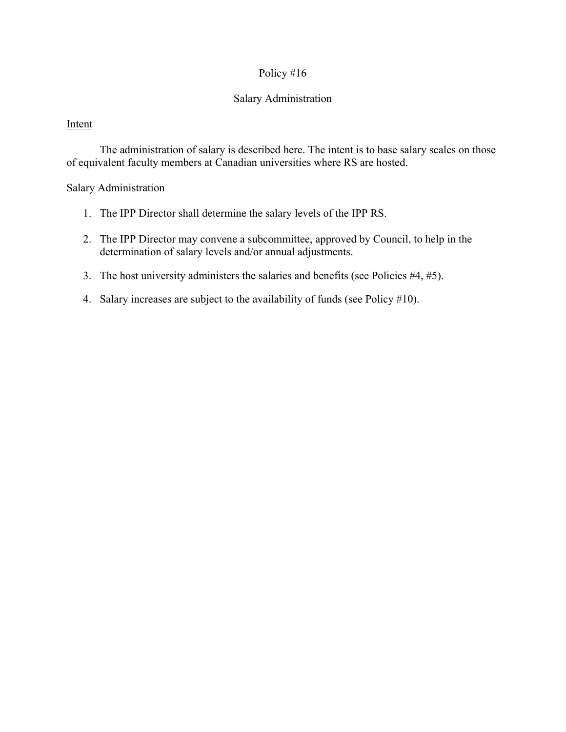# Policy #16

## Salary Administration

### Intent

The administration of salary is described here. The intent is to base salary scales on those of equivalent faculty members at Canadian universities where RS are hosted.

### Salary Administration

1. The IPP Director shall determine the salary levels of the IPP RS.
2. The IPP Director may convene a subcommittee, approved by Council, to help in the determination of salary levels and/or annual adjustments.
3. The host university administers the salaries and benefits (see Policies #4, #5).
4. Salary increases are subject to the availability of funds (see Policy #10).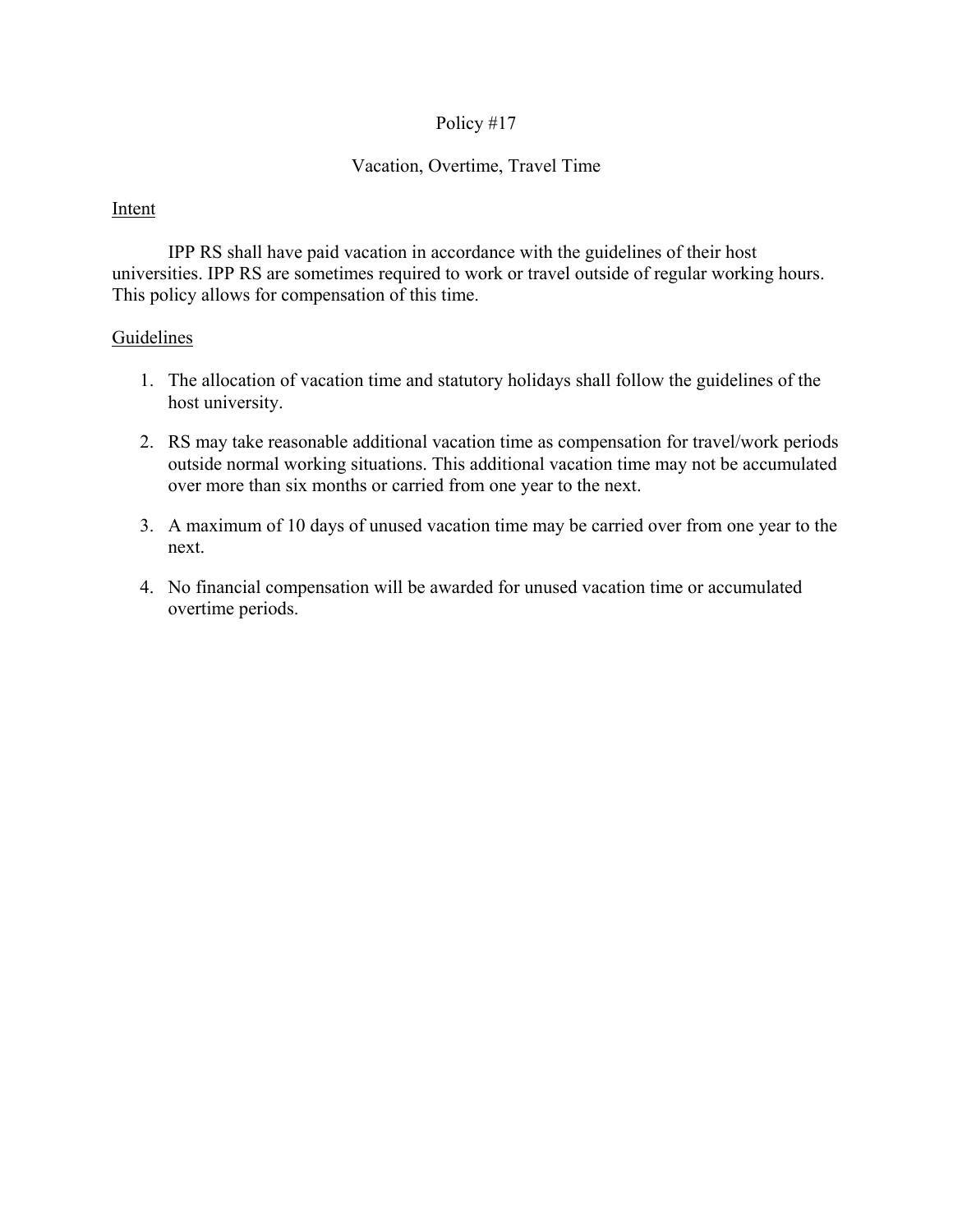# Policy #17

## Vacation, Overtime, Travel Time

Intent

IPP RS shall have paid vacation in accordance with the guidelines of their host universities. IPP RS are sometimes required to work or travel outside of regular working hours. This policy allows for compensation of this time.

Guidelines

1. The allocation of vacation time and statutory holidays shall follow the guidelines of the host university.
2. RS may take reasonable additional vacation time as compensation for travel/work periods outside normal working situations. This additional vacation time may not be accumulated over more than six months or carried from one year to the next.
3. A maximum of 10 days of unused vacation time may be carried over from one year to the next.
4. No financial compensation will be awarded for unused vacation time or accumulated overtime periods.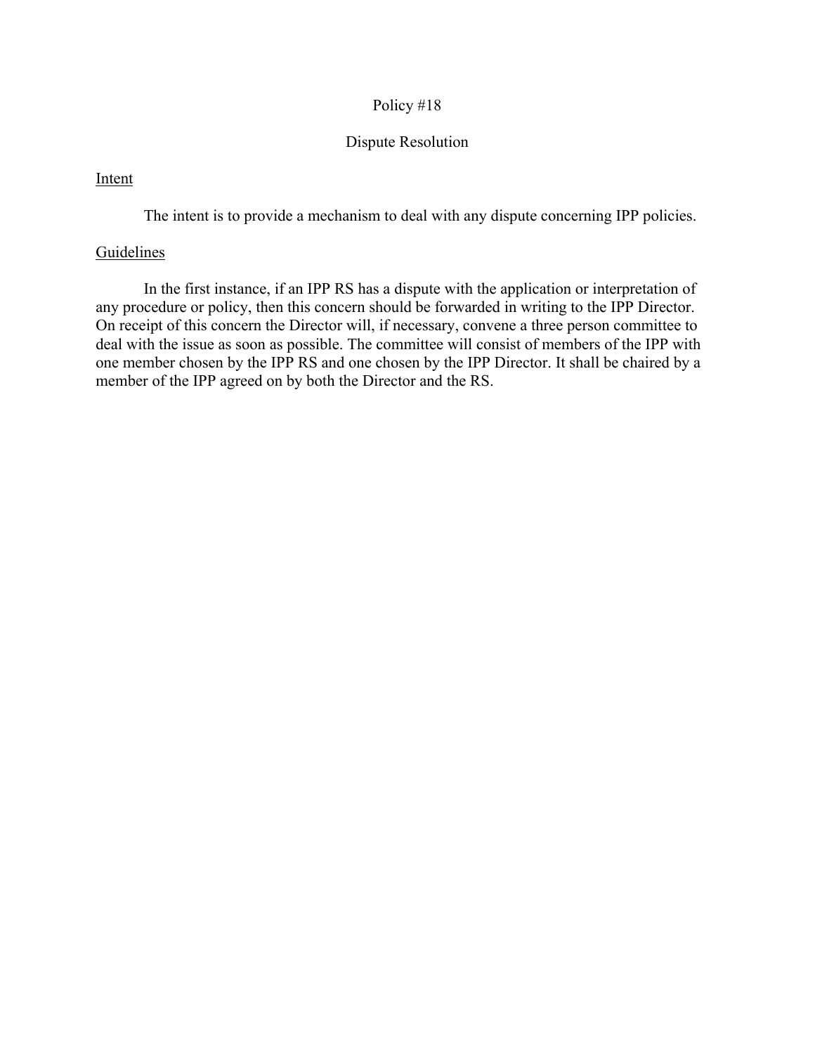# Policy #18

## Dispute Resolution

Intent

The intent is to provide a mechanism to deal with any dispute concerning IPP policies.

Guidelines

In the first instance, if an IPP RS has a dispute with the application or interpretation of any procedure or policy, then this concern should be forwarded in writing to the IPP Director. On receipt of this concern the Director will, if necessary, convene a three person committee to deal with the issue as soon as possible. The committee will consist of members of the IPP with one member chosen by the IPP RS and one chosen by the IPP Director. It shall be chaired by a member of the IPP agreed on by both the Director and the RS.